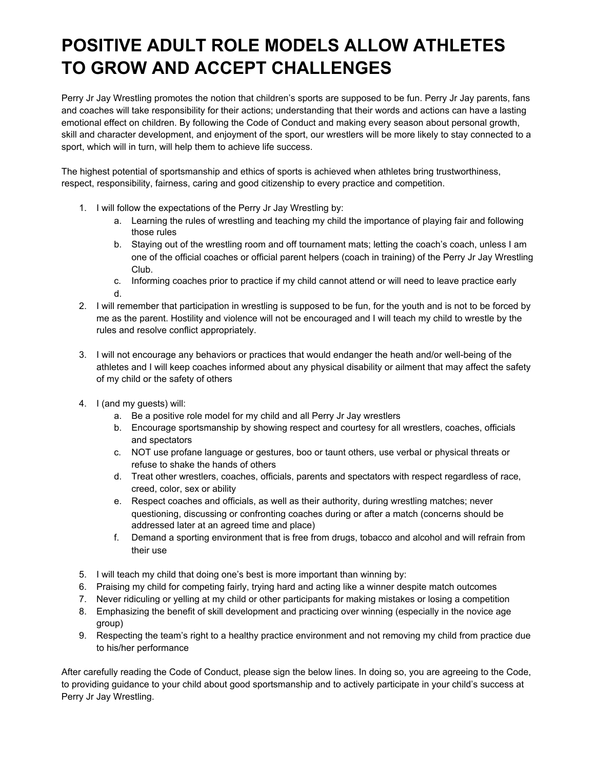# POSITIVE ADULT ROLE MODELS ALLOW ATHLETES TO GROW AND ACCEPT CHALLENGES

Perry Jr Jay Wrestling promotes the notion that children's sports are supposed to be fun. Perry Jr Jay parents, fans and coaches will take responsibility for their actions; understanding that their words and actions can have a lasting emotional effect on children. By following the Code of Conduct and making every season about personal growth, skill and character development, and enjoyment of the sport, our wrestlers will be more likely to stay connected to a sport, which will in turn, will help them to achieve life success.

The highest potential of sportsmanship and ethics of sports is achieved when athletes bring trustworthiness, respect, responsibility, fairness, caring and good citizenship to every practice and competition.

1. I will follow the expectations of the Perry Jr Jay Wrestling by:
   a. Learning the rules of wrestling and teaching my child the importance of playing fair and following those rules
   b. Staying out of the wrestling room and off tournament mats; letting the coach's coach, unless I am one of the official coaches or official parent helpers (coach in training) of the Perry Jr Jay Wrestling Club.
   c. Informing coaches prior to practice if my child cannot attend or will need to leave practice early
   d.
2. I will remember that participation in wrestling is supposed to be fun, for the youth and is not to be forced by me as the parent. Hostility and violence will not be encouraged and I will teach my child to wrestle by the rules and resolve conflict appropriately.

3. I will not encourage any behaviors or practices that would endanger the heath and/or well-being of the athletes and I will keep coaches informed about any physical disability or ailment that may affect the safety of my child or the safety of others

4. I (and my guests) will:
   a. Be a positive role model for my child and all Perry Jr Jay wrestlers
   b. Encourage sportsmanship by showing respect and courtesy for all wrestlers, coaches, officials and spectators
   c. NOT use profane language or gestures, boo or taunt others, use verbal or physical threats or refuse to shake the hands of others
   d. Treat other wrestlers, coaches, officials, parents and spectators with respect regardless of race, creed, color, sex or ability
   e. Respect coaches and officials, as well as their authority, during wrestling matches; never questioning, discussing or confronting coaches during or after a match (concerns should be addressed later at an agreed time and place)
   f. Demand a sporting environment that is free from drugs, tobacco and alcohol and will refrain from their use

5. I will teach my child that doing one's best is more important than winning by:
6. Praising my child for competing fairly, trying hard and acting like a winner despite match outcomes
7. Never ridiculing or yelling at my child or other participants for making mistakes or losing a competition
8. Emphasizing the benefit of skill development and practicing over winning (especially in the novice age group)
9. Respecting the team's right to a healthy practice environment and not removing my child from practice due to his/her performance

After carefully reading the Code of Conduct, please sign the below lines. In doing so, you are agreeing to the Code, to providing guidance to your child about good sportsmanship and to actively participate in your child's success at Perry Jr Jay Wrestling.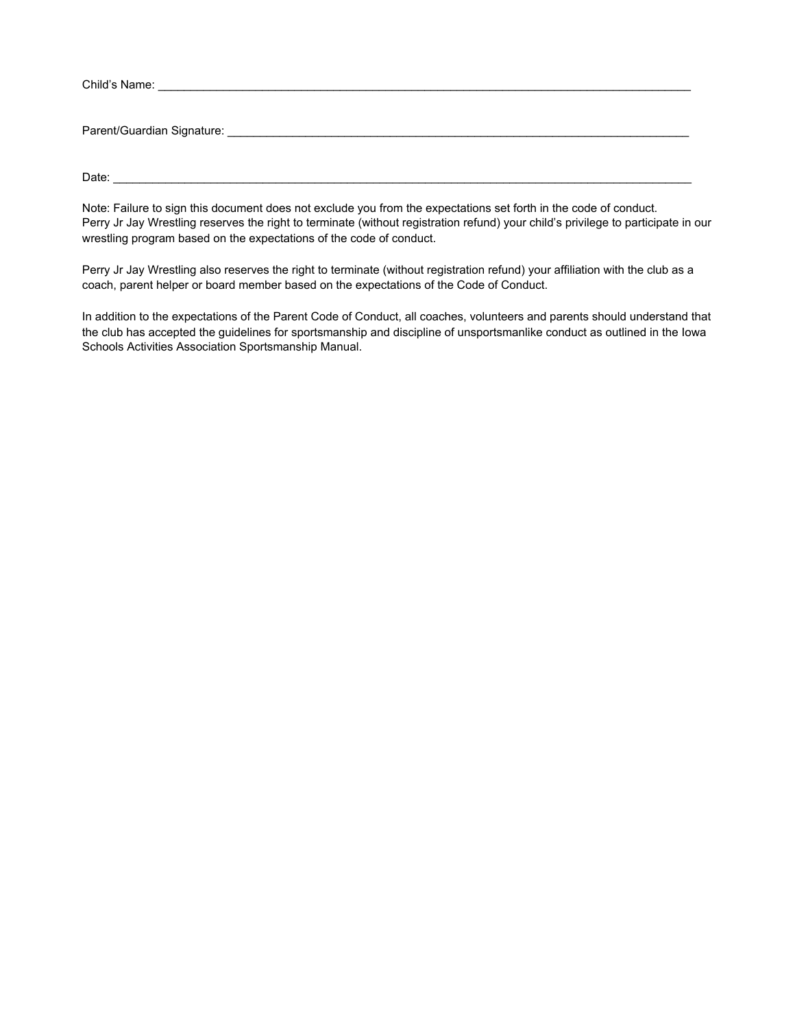Child's Name: ___________________________________________________________________________

Parent/Guardian Signature: ____________________________________________________________________

Date: _________________________________________________________________________________

Note: Failure to sign this document does not exclude you from the expectations set forth in the code of conduct.
Perry Jr Jay Wrestling reserves the right to terminate (without registration refund) your child's privilege to participate in our wrestling program based on the expectations of the code of conduct.

Perry Jr Jay Wrestling also reserves the right to terminate (without registration refund) your affiliation with the club as a coach, parent helper or board member based on the expectations of the Code of Conduct.

In addition to the expectations of the Parent Code of Conduct, all coaches, volunteers and parents should understand that the club has accepted the guidelines for sportsmanship and discipline of unsportsmanlike conduct as outlined in the Iowa Schools Activities Association Sportsmanship Manual.